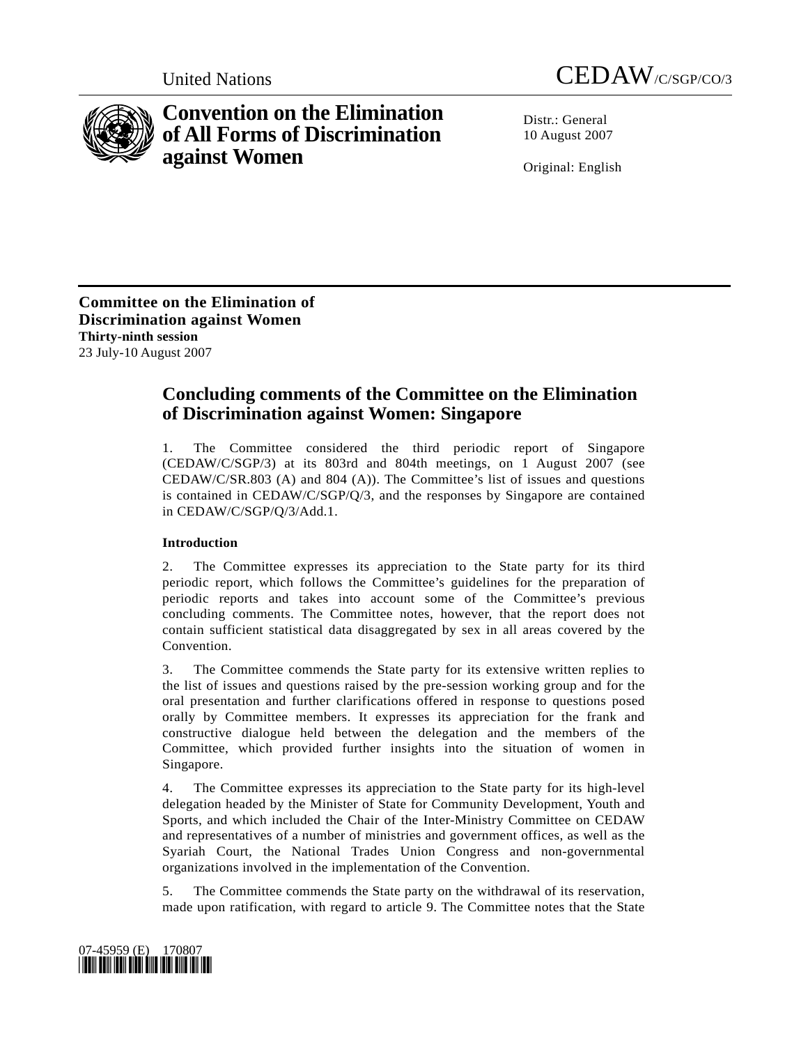United Nations CEDAW/C/SGP/CO/3

# Convention on the Elimination of All Forms of Discrimination against Women

Distr.: General
10 August 2007

Original: English

**Committee on the Elimination of Discrimination against Women**
**Thirty-ninth session**
23 July-10 August 2007

## Concluding comments of the Committee on the Elimination of Discrimination against Women: Singapore

1. The Committee considered the third periodic report of Singapore (CEDAW/C/SGP/3) at its 803rd and 804th meetings, on 1 August 2007 (see CEDAW/C/SR.803 (A) and 804 (A)). The Committee's list of issues and questions is contained in CEDAW/C/SGP/Q/3, and the responses by Singapore are contained in CEDAW/C/SGP/Q/3/Add.1.

### Introduction

2. The Committee expresses its appreciation to the State party for its third periodic report, which follows the Committee's guidelines for the preparation of periodic reports and takes into account some of the Committee's previous concluding comments. The Committee notes, however, that the report does not contain sufficient statistical data disaggregated by sex in all areas covered by the Convention.

3. The Committee commends the State party for its extensive written replies to the list of issues and questions raised by the pre-session working group and for the oral presentation and further clarifications offered in response to questions posed orally by Committee members. It expresses its appreciation for the frank and constructive dialogue held between the delegation and the members of the Committee, which provided further insights into the situation of women in Singapore.

4. The Committee expresses its appreciation to the State party for its high-level delegation headed by the Minister of State for Community Development, Youth and Sports, and which included the Chair of the Inter-Ministry Committee on CEDAW and representatives of a number of ministries and government offices, as well as the Syariah Court, the National Trades Union Congress and non-governmental organizations involved in the implementation of the Convention.

5. The Committee commends the State party on the withdrawal of its reservation, made upon ratification, with regard to article 9. The Committee notes that the State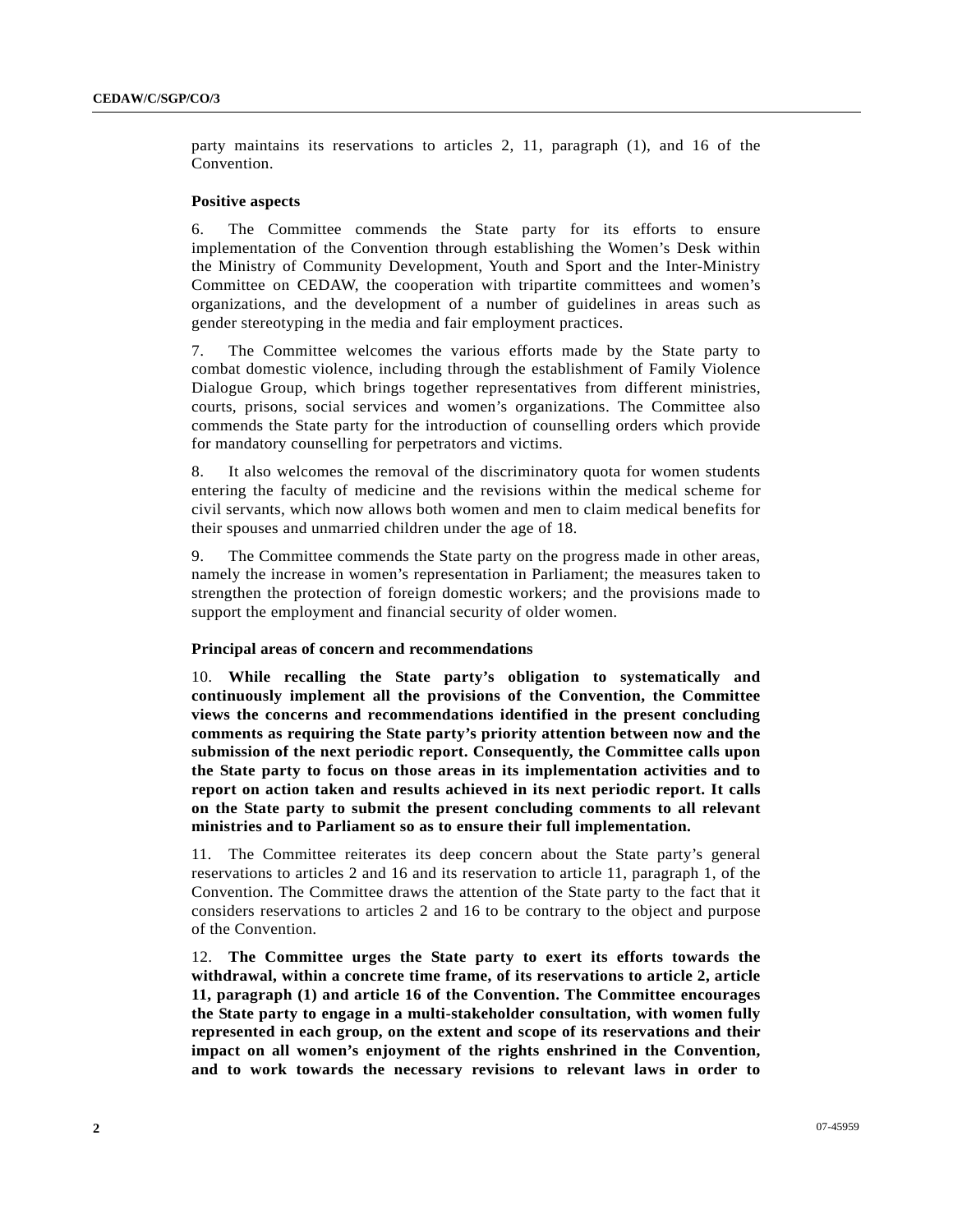party maintains its reservations to articles 2, 11, paragraph (1), and 16 of the Convention.

**Positive aspects**

6. The Committee commends the State party for its efforts to ensure implementation of the Convention through establishing the Women's Desk within the Ministry of Community Development, Youth and Sport and the Inter-Ministry Committee on CEDAW, the cooperation with tripartite committees and women's organizations, and the development of a number of guidelines in areas such as gender stereotyping in the media and fair employment practices.

7. The Committee welcomes the various efforts made by the State party to combat domestic violence, including through the establishment of Family Violence Dialogue Group, which brings together representatives from different ministries, courts, prisons, social services and women's organizations. The Committee also commends the State party for the introduction of counselling orders which provide for mandatory counselling for perpetrators and victims.

8. It also welcomes the removal of the discriminatory quota for women students entering the faculty of medicine and the revisions within the medical scheme for civil servants, which now allows both women and men to claim medical benefits for their spouses and unmarried children under the age of 18.

9. The Committee commends the State party on the progress made in other areas, namely the increase in women's representation in Parliament; the measures taken to strengthen the protection of foreign domestic workers; and the provisions made to support the employment and financial security of older women.

**Principal areas of concern and recommendations**

10. **While recalling the State party's obligation to systematically and continuously implement all the provisions of the Convention, the Committee views the concerns and recommendations identified in the present concluding comments as requiring the State party's priority attention between now and the submission of the next periodic report. Consequently, the Committee calls upon the State party to focus on those areas in its implementation activities and to report on action taken and results achieved in its next periodic report. It calls on the State party to submit the present concluding comments to all relevant ministries and to Parliament so as to ensure their full implementation.**

11. The Committee reiterates its deep concern about the State party's general reservations to articles 2 and 16 and its reservation to article 11, paragraph 1, of the Convention. The Committee draws the attention of the State party to the fact that it considers reservations to articles 2 and 16 to be contrary to the object and purpose of the Convention.

12. **The Committee urges the State party to exert its efforts towards the withdrawal, within a concrete time frame, of its reservations to article 2, article 11, paragraph (1) and article 16 of the Convention. The Committee encourages the State party to engage in a multi-stakeholder consultation, with women fully represented in each group, on the extent and scope of its reservations and their impact on all women's enjoyment of the rights enshrined in the Convention, and to work towards the necessary revisions to relevant laws in order to**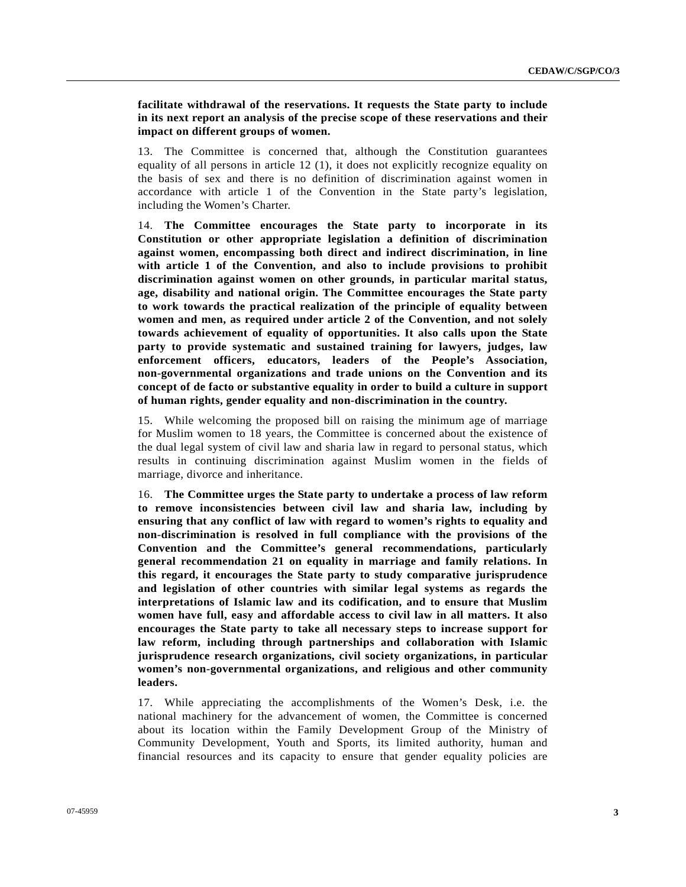**facilitate withdrawal of the reservations. It requests the State party to include in its next report an analysis of the precise scope of these reservations and their impact on different groups of women.**

13. The Committee is concerned that, although the Constitution guarantees equality of all persons in article 12 (1), it does not explicitly recognize equality on the basis of sex and there is no definition of discrimination against women in accordance with article 1 of the Convention in the State party's legislation, including the Women's Charter.

14. **The Committee encourages the State party to incorporate in its Constitution or other appropriate legislation a definition of discrimination against women, encompassing both direct and indirect discrimination, in line with article 1 of the Convention, and also to include provisions to prohibit discrimination against women on other grounds, in particular marital status, age, disability and national origin. The Committee encourages the State party to work towards the practical realization of the principle of equality between women and men, as required under article 2 of the Convention, and not solely towards achievement of equality of opportunities. It also calls upon the State party to provide systematic and sustained training for lawyers, judges, law enforcement officers, educators, leaders of the People's Association, non-governmental organizations and trade unions on the Convention and its concept of de facto or substantive equality in order to build a culture in support of human rights, gender equality and non-discrimination in the country.**

15. While welcoming the proposed bill on raising the minimum age of marriage for Muslim women to 18 years, the Committee is concerned about the existence of the dual legal system of civil law and sharia law in regard to personal status, which results in continuing discrimination against Muslim women in the fields of marriage, divorce and inheritance.

16. **The Committee urges the State party to undertake a process of law reform to remove inconsistencies between civil law and sharia law, including by ensuring that any conflict of law with regard to women's rights to equality and non-discrimination is resolved in full compliance with the provisions of the Convention and the Committee's general recommendations, particularly general recommendation 21 on equality in marriage and family relations. In this regard, it encourages the State party to study comparative jurisprudence and legislation of other countries with similar legal systems as regards the interpretations of Islamic law and its codification, and to ensure that Muslim women have full, easy and affordable access to civil law in all matters. It also encourages the State party to take all necessary steps to increase support for law reform, including through partnerships and collaboration with Islamic jurisprudence research organizations, civil society organizations, in particular women's non-governmental organizations, and religious and other community leaders.**

17. While appreciating the accomplishments of the Women's Desk, i.e. the national machinery for the advancement of women, the Committee is concerned about its location within the Family Development Group of the Ministry of Community Development, Youth and Sports, its limited authority, human and financial resources and its capacity to ensure that gender equality policies are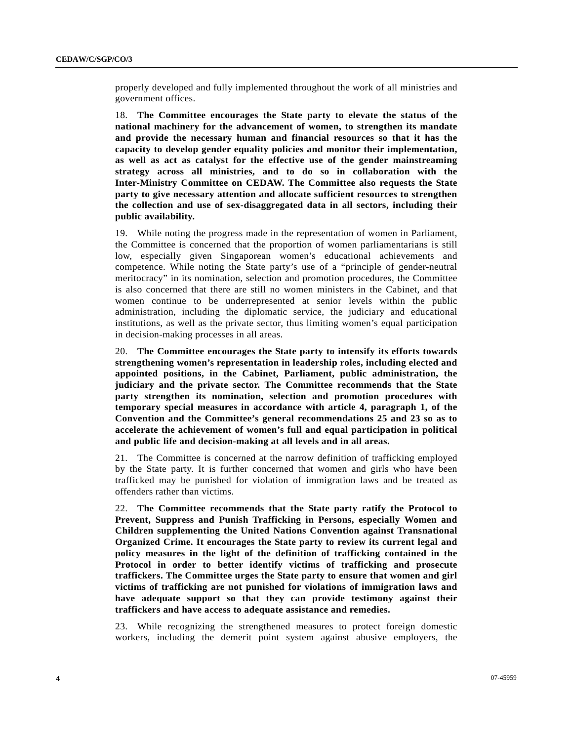properly developed and fully implemented throughout the work of all ministries and government offices.

18. **The Committee encourages the State party to elevate the status of the national machinery for the advancement of women, to strengthen its mandate and provide the necessary human and financial resources so that it has the capacity to develop gender equality policies and monitor their implementation, as well as act as catalyst for the effective use of the gender mainstreaming strategy across all ministries, and to do so in collaboration with the Inter-Ministry Committee on CEDAW. The Committee also requests the State party to give necessary attention and allocate sufficient resources to strengthen the collection and use of sex-disaggregated data in all sectors, including their public availability.**

19. While noting the progress made in the representation of women in Parliament, the Committee is concerned that the proportion of women parliamentarians is still low, especially given Singaporean women's educational achievements and competence. While noting the State party's use of a "principle of gender-neutral meritocracy" in its nomination, selection and promotion procedures, the Committee is also concerned that there are still no women ministers in the Cabinet, and that women continue to be underrepresented at senior levels within the public administration, including the diplomatic service, the judiciary and educational institutions, as well as the private sector, thus limiting women's equal participation in decision-making processes in all areas.

20. **The Committee encourages the State party to intensify its efforts towards strengthening women's representation in leadership roles, including elected and appointed positions, in the Cabinet, Parliament, public administration, the judiciary and the private sector. The Committee recommends that the State party strengthen its nomination, selection and promotion procedures with temporary special measures in accordance with article 4, paragraph 1, of the Convention and the Committee's general recommendations 25 and 23 so as to accelerate the achievement of women's full and equal participation in political and public life and decision-making at all levels and in all areas.**

21. The Committee is concerned at the narrow definition of trafficking employed by the State party. It is further concerned that women and girls who have been trafficked may be punished for violation of immigration laws and be treated as offenders rather than victims.

22. **The Committee recommends that the State party ratify the Protocol to Prevent, Suppress and Punish Trafficking in Persons, especially Women and Children supplementing the United Nations Convention against Transnational Organized Crime. It encourages the State party to review its current legal and policy measures in the light of the definition of trafficking contained in the Protocol in order to better identify victims of trafficking and prosecute traffickers. The Committee urges the State party to ensure that women and girl victims of trafficking are not punished for violations of immigration laws and have adequate support so that they can provide testimony against their traffickers and have access to adequate assistance and remedies.**

23. While recognizing the strengthened measures to protect foreign domestic workers, including the demerit point system against abusive employers, the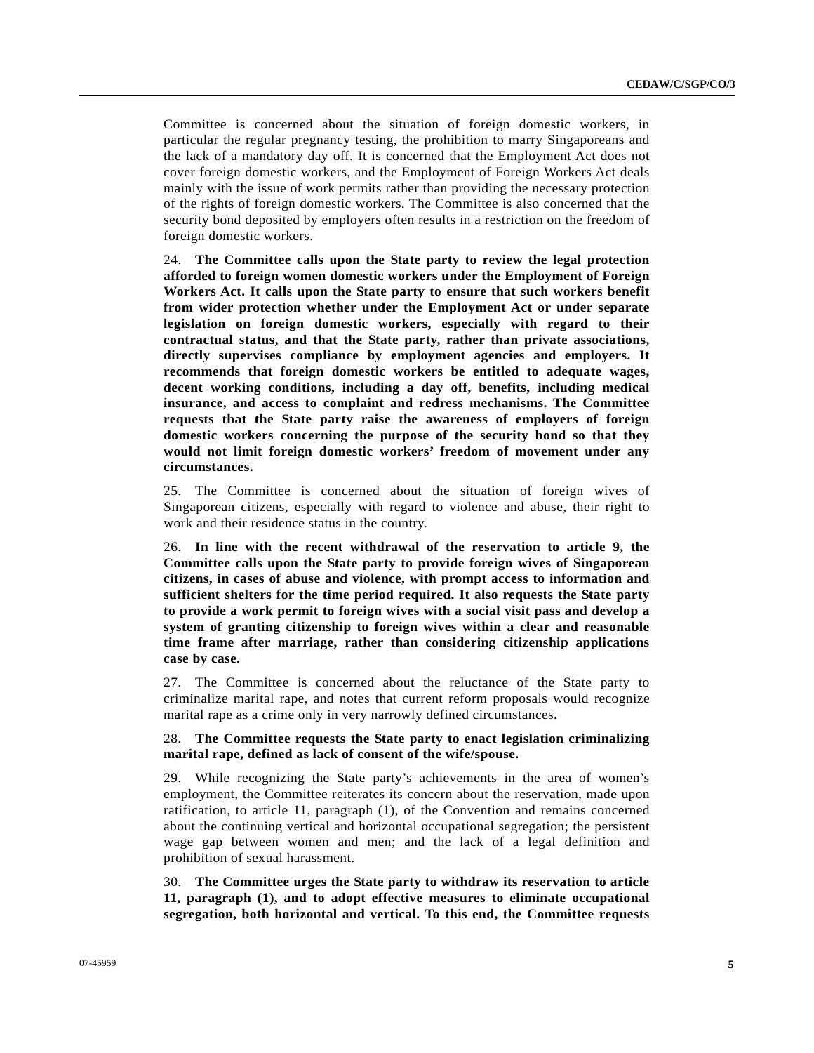Committee is concerned about the situation of foreign domestic workers, in particular the regular pregnancy testing, the prohibition to marry Singaporeans and the lack of a mandatory day off. It is concerned that the Employment Act does not cover foreign domestic workers, and the Employment of Foreign Workers Act deals mainly with the issue of work permits rather than providing the necessary protection of the rights of foreign domestic workers. The Committee is also concerned that the security bond deposited by employers often results in a restriction on the freedom of foreign domestic workers.

24. **The Committee calls upon the State party to review the legal protection afforded to foreign women domestic workers under the Employment of Foreign Workers Act. It calls upon the State party to ensure that such workers benefit from wider protection whether under the Employment Act or under separate legislation on foreign domestic workers, especially with regard to their contractual status, and that the State party, rather than private associations, directly supervises compliance by employment agencies and employers. It recommends that foreign domestic workers be entitled to adequate wages, decent working conditions, including a day off, benefits, including medical insurance, and access to complaint and redress mechanisms. The Committee requests that the State party raise the awareness of employers of foreign domestic workers concerning the purpose of the security bond so that they would not limit foreign domestic workers' freedom of movement under any circumstances.**

25. The Committee is concerned about the situation of foreign wives of Singaporean citizens, especially with regard to violence and abuse, their right to work and their residence status in the country.

26. **In line with the recent withdrawal of the reservation to article 9, the Committee calls upon the State party to provide foreign wives of Singaporean citizens, in cases of abuse and violence, with prompt access to information and sufficient shelters for the time period required. It also requests the State party to provide a work permit to foreign wives with a social visit pass and develop a system of granting citizenship to foreign wives within a clear and reasonable time frame after marriage, rather than considering citizenship applications case by case.**

27. The Committee is concerned about the reluctance of the State party to criminalize marital rape, and notes that current reform proposals would recognize marital rape as a crime only in very narrowly defined circumstances.

28. **The Committee requests the State party to enact legislation criminalizing marital rape, defined as lack of consent of the wife/spouse.**

29. While recognizing the State party's achievements in the area of women's employment, the Committee reiterates its concern about the reservation, made upon ratification, to article 11, paragraph (1), of the Convention and remains concerned about the continuing vertical and horizontal occupational segregation; the persistent wage gap between women and men; and the lack of a legal definition and prohibition of sexual harassment.

30. **The Committee urges the State party to withdraw its reservation to article 11, paragraph (1), and to adopt effective measures to eliminate occupational segregation, both horizontal and vertical. To this end, the Committee requests**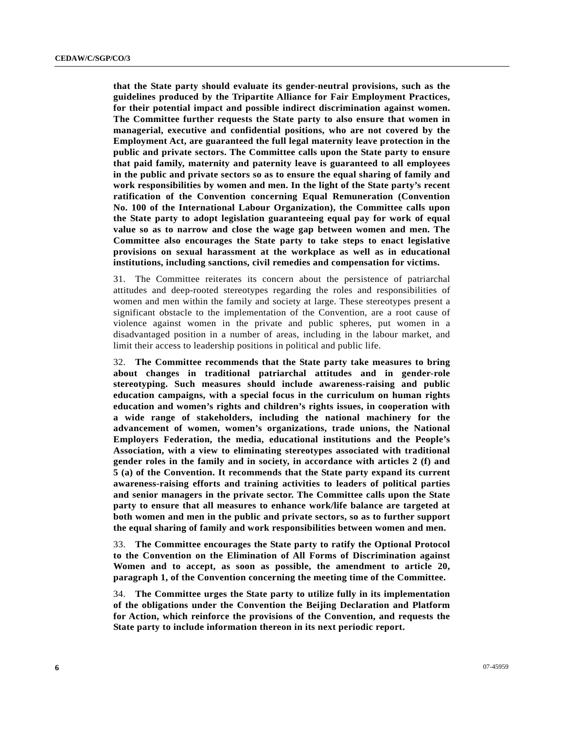**that the State party should evaluate its gender-neutral provisions, such as the guidelines produced by the Tripartite Alliance for Fair Employment Practices, for their potential impact and possible indirect discrimination against women. The Committee further requests the State party to also ensure that women in managerial, executive and confidential positions, who are not covered by the Employment Act, are guaranteed the full legal maternity leave protection in the public and private sectors. The Committee calls upon the State party to ensure that paid family, maternity and paternity leave is guaranteed to all employees in the public and private sectors so as to ensure the equal sharing of family and work responsibilities by women and men. In the light of the State party's recent ratification of the Convention concerning Equal Remuneration (Convention No. 100 of the International Labour Organization), the Committee calls upon the State party to adopt legislation guaranteeing equal pay for work of equal value so as to narrow and close the wage gap between women and men. The Committee also encourages the State party to take steps to enact legislative provisions on sexual harassment at the workplace as well as in educational institutions, including sanctions, civil remedies and compensation for victims.**

31. The Committee reiterates its concern about the persistence of patriarchal attitudes and deep-rooted stereotypes regarding the roles and responsibilities of women and men within the family and society at large. These stereotypes present a significant obstacle to the implementation of the Convention, are a root cause of violence against women in the private and public spheres, put women in a disadvantaged position in a number of areas, including in the labour market, and limit their access to leadership positions in political and public life.

32. **The Committee recommends that the State party take measures to bring about changes in traditional patriarchal attitudes and in gender-role stereotyping. Such measures should include awareness-raising and public education campaigns, with a special focus in the curriculum on human rights education and women's rights and children's rights issues, in cooperation with a wide range of stakeholders, including the national machinery for the advancement of women, women's organizations, trade unions, the National Employers Federation, the media, educational institutions and the People's Association, with a view to eliminating stereotypes associated with traditional gender roles in the family and in society, in accordance with articles 2 (f) and 5 (a) of the Convention. It recommends that the State party expand its current awareness-raising efforts and training activities to leaders of political parties and senior managers in the private sector. The Committee calls upon the State party to ensure that all measures to enhance work/life balance are targeted at both women and men in the public and private sectors, so as to further support the equal sharing of family and work responsibilities between women and men.**

33. **The Committee encourages the State party to ratify the Optional Protocol to the Convention on the Elimination of All Forms of Discrimination against Women and to accept, as soon as possible, the amendment to article 20, paragraph 1, of the Convention concerning the meeting time of the Committee.**

34. **The Committee urges the State party to utilize fully in its implementation of the obligations under the Convention the Beijing Declaration and Platform for Action, which reinforce the provisions of the Convention, and requests the State party to include information thereon in its next periodic report.**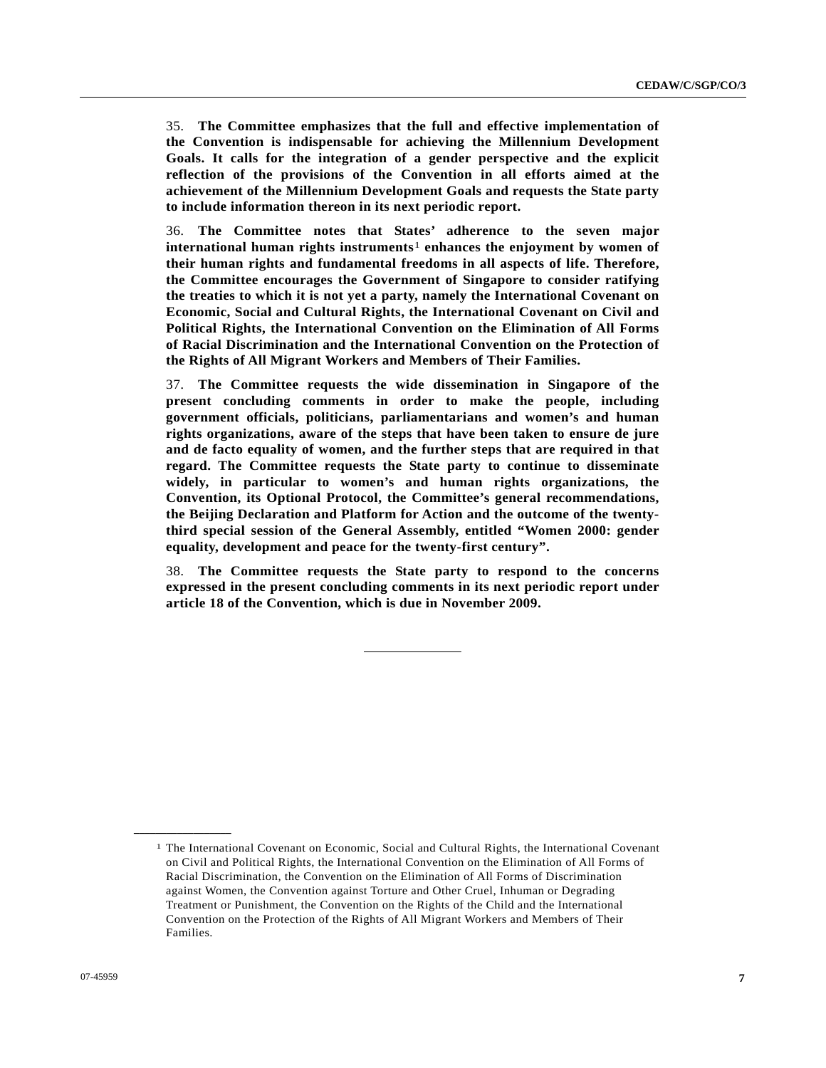35. **The Committee emphasizes that the full and effective implementation of the Convention is indispensable for achieving the Millennium Development Goals. It calls for the integration of a gender perspective and the explicit reflection of the provisions of the Convention in all efforts aimed at the achievement of the Millennium Development Goals and requests the State party to include information thereon in its next periodic report.**

36. **The Committee notes that States' adherence to the seven major international human rights instruments**[1] **enhances the enjoyment by women of their human rights and fundamental freedoms in all aspects of life. Therefore, the Committee encourages the Government of Singapore to consider ratifying the treaties to which it is not yet a party, namely the International Covenant on Economic, Social and Cultural Rights, the International Covenant on Civil and Political Rights, the International Convention on the Elimination of All Forms of Racial Discrimination and the International Convention on the Protection of the Rights of All Migrant Workers and Members of Their Families.**

37. **The Committee requests the wide dissemination in Singapore of the present concluding comments in order to make the people, including government officials, politicians, parliamentarians and women's and human rights organizations, aware of the steps that have been taken to ensure de jure and de facto equality of women, and the further steps that are required in that regard. The Committee requests the State party to continue to disseminate widely, in particular to women's and human rights organizations, the Convention, its Optional Protocol, the Committee's general recommendations, the Beijing Declaration and Platform for Action and the outcome of the twenty-third special session of the General Assembly, entitled "Women 2000: gender equality, development and peace for the twenty-first century".**

38. **The Committee requests the State party to respond to the concerns expressed in the present concluding comments in its next periodic report under article 18 of the Convention, which is due in November 2009.**

---

[1] The International Covenant on Economic, Social and Cultural Rights, the International Covenant on Civil and Political Rights, the International Convention on the Elimination of All Forms of Racial Discrimination, the Convention on the Elimination of All Forms of Discrimination against Women, the Convention against Torture and Other Cruel, Inhuman or Degrading Treatment or Punishment, the Convention on the Rights of the Child and the International Convention on the Protection of the Rights of All Migrant Workers and Members of Their Families.